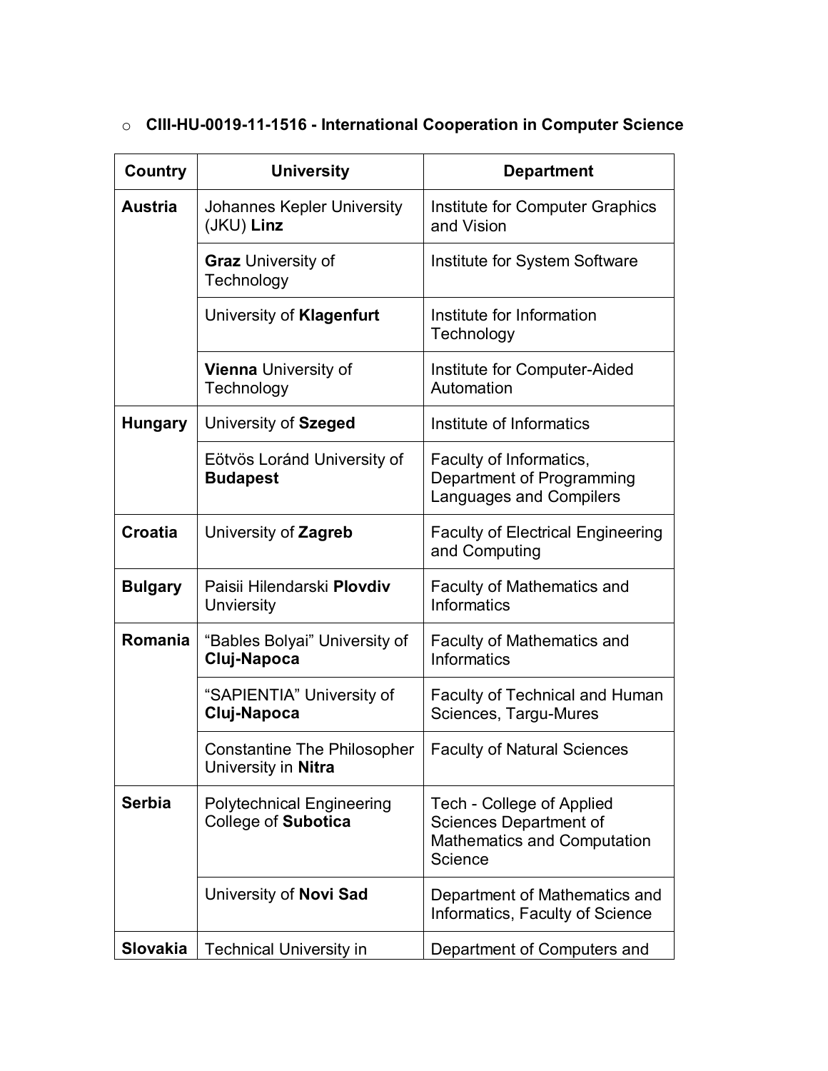- **CIII-HU-0019-11-1516 - International Cooperation in Computer Science**

| Country | University | Department |
|---|---|---|
| **Austria** | Johannes Kepler University (JKU) **Linz** | Institute for Computer Graphics and Vision |
| | **Graz** University of Technology | Institute for System Software |
| | University of **Klagenfurt** | Institute for Information Technology |
| | **Vienna** University of Technology | Institute for Computer-Aided Automation |
| **Hungary** | University of **Szeged** | Institute of Informatics |
| | Eötvös Loránd University of **Budapest** | Faculty of Informatics, Department of Programming Languages and Compilers |
| **Croatia** | University of **Zagreb** | Faculty of Electrical Engineering and Computing |
| **Bulgary** | Paisii Hilendarski **Plovdiv** Unviersity | Faculty of Mathematics and Informatics |
| **Romania** | "Bables Bolyai" University of **Cluj-Napoca** | Faculty of Mathematics and Informatics |
| | "SAPIENTIA" University of **Cluj-Napoca** | Faculty of Technical and Human Sciences, Targu-Mures |
| | Constantine The Philosopher University in **Nitra** | Faculty of Natural Sciences |
| **Serbia** | Polytechnical Engineering College of **Subotica** | Tech - College of Applied Sciences Department of Mathematics and Computation Science |
| | University of **Novi Sad** | Department of Mathematics and Informatics, Faculty of Science |
| **Slovakia** | Technical University in | Department of Computers and |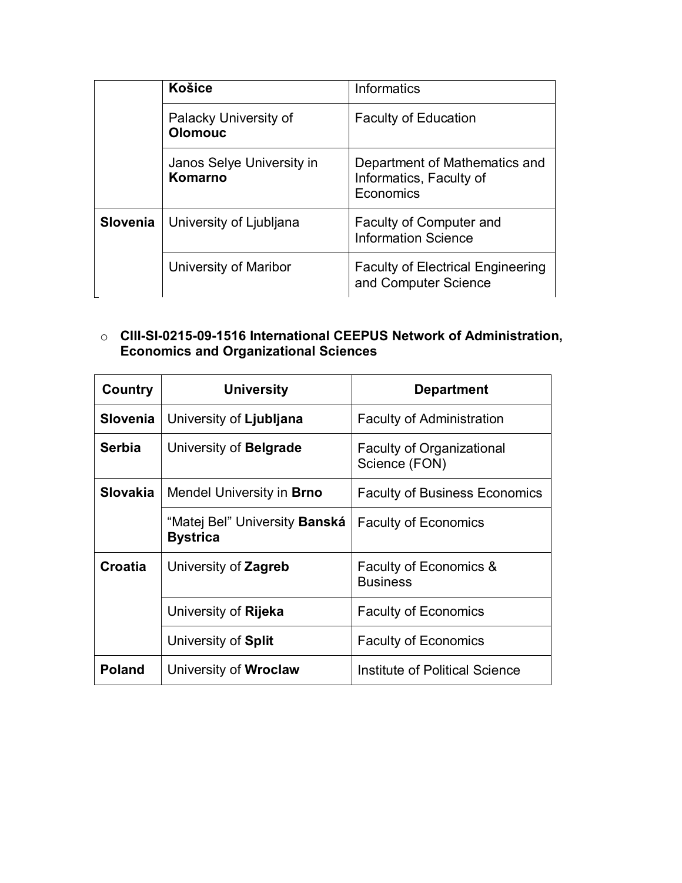| | | |
|---|---|---|
| | **Košice** | Informatics |
| | Palacky University of **Olomouc** | Faculty of Education |
| | Janos Selye University in **Komarno** | Department of Mathematics and Informatics, Faculty of Economics |
| **Slovenia** | University of Ljubljana | Faculty of Computer and Information Science |
| | University of Maribor | Faculty of Electrical Engineering and Computer Science |

- **CIII-SI-0215-09-1516 International CEEPUS Network of Administration, Economics and Organizational Sciences**

| Country | University | Department |
|---|---|---|
| **Slovenia** | University of **Ljubljana** | Faculty of Administration |
| **Serbia** | University of **Belgrade** | Faculty of Organizational Science (FON) |
| **Slovakia** | Mendel University in **Brno** | Faculty of Business Economics |
| | "Matej Bel" University **Banská Bystrica** | Faculty of Economics |
| **Croatia** | University of **Zagreb** | Faculty of Economics & Business |
| | University of **Rijeka** | Faculty of Economics |
| | University of **Split** | Faculty of Economics |
| **Poland** | University of **Wroclaw** | Institute of Political Science |